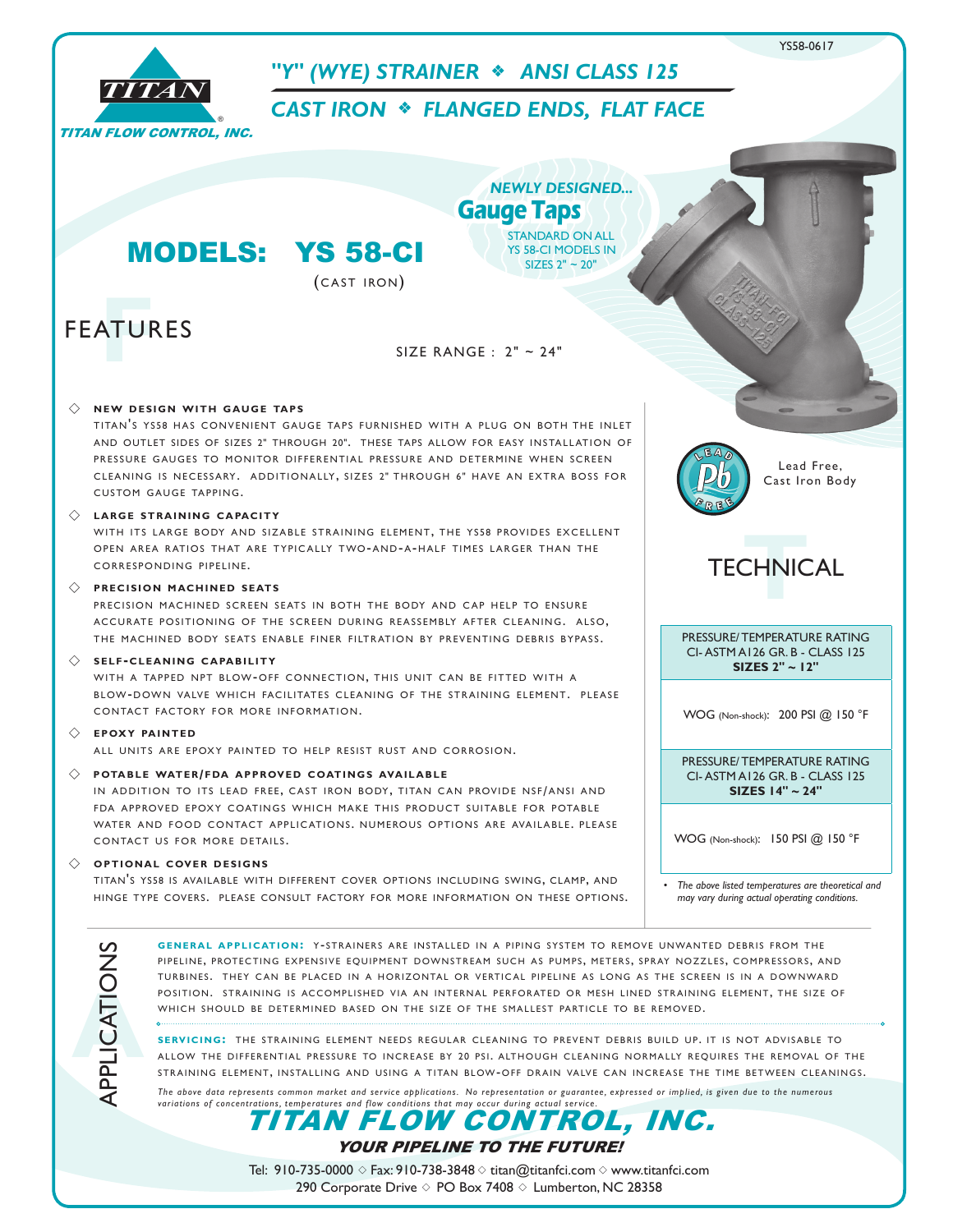YS58-0617

TITAN FLOW CONTROL, INC.

# "Y" (WYE) STRAINER ❖ ANSI CLASS 125
## CAST IRON ❖ FLANGED ENDS, FLAT FACE

*NEWLY DESIGNED...*
**Gauge Taps**
STANDARD ON ALL YS 58-CI MODELS IN SIZES 2" ~ 20"

# MODELS: YS 58-CI
(CAST IRON)

## FEATURES

SIZE RANGE : 2" ~ 24"

- **NEW DESIGN WITH GAUGE TAPS**
  TITAN'S YS58 HAS CONVENIENT GAUGE TAPS FURNISHED WITH A PLUG ON BOTH THE INLET AND OUTLET SIDES OF SIZES 2" THROUGH 20". THESE TAPS ALLOW FOR EASY INSTALLATION OF PRESSURE GAUGES TO MONITOR DIFFERENTIAL PRESSURE AND DETERMINE WHEN SCREEN CLEANING IS NECESSARY. ADDITIONALLY, SIZES 2" THROUGH 6" HAVE AN EXTRA BOSS FOR CUSTOM GAUGE TAPPING.

- **LARGE STRAINING CAPACITY**
  WITH ITS LARGE BODY AND SIZABLE STRAINING ELEMENT, THE YS58 PROVIDES EXCELLENT OPEN AREA RATIOS THAT ARE TYPICALLY TWO-AND-A-HALF TIMES LARGER THAN THE CORRESPONDING PIPELINE.

- **PRECISION MACHINED SEATS**
  PRECISION MACHINED SCREEN SEATS IN BOTH THE BODY AND CAP HELP TO ENSURE ACCURATE POSITIONING OF THE SCREEN DURING REASSEMBLY AFTER CLEANING. ALSO, THE MACHINED BODY SEATS ENABLE FINER FILTRATION BY PREVENTING DEBRIS BYPASS.

- **SELF-CLEANING CAPABILITY**
  WITH A TAPPED NPT BLOW-OFF CONNECTION, THIS UNIT CAN BE FITTED WITH A BLOW-DOWN VALVE WHICH FACILITATES CLEANING OF THE STRAINING ELEMENT. PLEASE CONTACT FACTORY FOR MORE INFORMATION.

- **EPOXY PAINTED**
  ALL UNITS ARE EPOXY PAINTED TO HELP RESIST RUST AND CORROSION.

- **POTABLE WATER/FDA APPROVED COATINGS AVAILABLE**
  IN ADDITION TO ITS LEAD FREE, CAST IRON BODY, TITAN CAN PROVIDE NSF/ANSI AND FDA APPROVED EPOXY COATINGS WHICH MAKE THIS PRODUCT SUITABLE FOR POTABLE WATER AND FOOD CONTACT APPLICATIONS. NUMEROUS OPTIONS ARE AVAILABLE. PLEASE CONTACT US FOR MORE DETAILS.

- **OPTIONAL COVER DESIGNS**
  TITAN'S YS58 IS AVAILABLE WITH DIFFERENT COVER OPTIONS INCLUDING SWING, CLAMP, AND HINGE TYPE COVERS. PLEASE CONSULT FACTORY FOR MORE INFORMATION ON THESE OPTIONS.

Lead Free, Cast Iron Body

## TECHNICAL

| PRESSURE/TEMPERATURE RATING CI- ASTM A126 GR. B - CLASS 125 **SIZES 2" ~ 12"** |
|---|
| WOG (Non-shock): 200 PSI @ 150 °F |
| PRESSURE/TEMPERATURE RATING CI- ASTM A126 GR. B - CLASS 125 **SIZES 14" ~ 24"** |
| WOG (Non-shock): 150 PSI @ 150 °F |

- *The above listed temperatures are theoretical and may vary during actual operating conditions.*

## APPLICATIONS

**GENERAL APPLICATION:** Y-STRAINERS ARE INSTALLED IN A PIPING SYSTEM TO REMOVE UNWANTED DEBRIS FROM THE PIPELINE, PROTECTING EXPENSIVE EQUIPMENT DOWNSTREAM SUCH AS PUMPS, METERS, SPRAY NOZZLES, COMPRESSORS, AND TURBINES. THEY CAN BE PLACED IN A HORIZONTAL OR VERTICAL PIPELINE AS LONG AS THE SCREEN IS IN A DOWNWARD POSITION. STRAINING IS ACCOMPLISHED VIA AN INTERNAL PERFORATED OR MESH LINED STRAINING ELEMENT, THE SIZE OF WHICH SHOULD BE DETERMINED BASED ON THE SIZE OF THE SMALLEST PARTICLE TO BE REMOVED.

**SERVICING:** THE STRAINING ELEMENT NEEDS REGULAR CLEANING TO PREVENT DEBRIS BUILD UP. IT IS NOT ADVISABLE TO ALLOW THE DIFFERENTIAL PRESSURE TO INCREASE BY 20 PSI. ALTHOUGH CLEANING NORMALLY REQUIRES THE REMOVAL OF THE STRAINING ELEMENT, INSTALLING AND USING A TITAN BLOW-OFF DRAIN VALVE CAN INCREASE THE TIME BETWEEN CLEANINGS.

*The above data represents common market and service applications. No representation or guarantee, expressed or implied, is given due to the numerous variations of concentrations, temperatures and flow conditions that may occur during actual service.*

**TITAN FLOW CONTROL, INC.**
**YOUR PIPELINE TO THE FUTURE!**

Tel: 910-735-0000 ◇ Fax: 910-738-3848 ◇ titan@titanfci.com ◇ www.titanfci.com
290 Corporate Drive ◇ PO Box 7408 ◇ Lumberton, NC 28358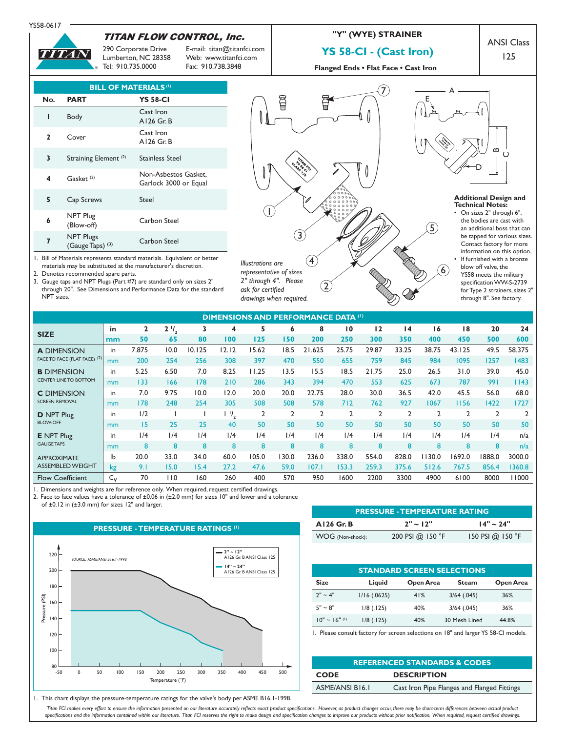YS58-0617

# TITAN FLOW CONTROL, Inc.

290 Corporate Drive
Lumberton, NC 28358
Tel: 910.735.0000

E-mail: titan@titanfci.com
Web: www.titanfci.com
Fax: 910.738.3848

## "Y" (WYE) STRAINER

## YS 58-CI - (Cast Iron)

**Flanged Ends • Flat Face • Cast Iron**

ANSI Class 125

### BILL OF MATERIALS [1]

| No. | PART | YS 58-CI |
|---|---|---|
| 1 | Body | Cast Iron A126 Gr. B |
| 2 | Cover | Cast Iron A126 Gr. B |
| 3 | Straining Element [2] | Stainless Steel |
| 4 | Gasket [2] | Non-Asbestos Gasket, Garlock 3000 or Equal |
| 5 | Cap Screws | Steel |
| 6 | NPT Plug (Blow-off) | Carbon Steel |
| 7 | NPT Plugs (Gauge Taps) [3] | Carbon Steel |

1. Bill of Materials represents standard materials. Equivalent or better materials may be substituted at the manufacturer's discretion.
2. Denotes recommended spare parts.
3. Gauge taps and NPT Plugs (Part #7) are standard only on sizes 2" through 20". See Dimensions and Performance Data for the standard NPT sizes.

7
E
A
TITAN FCI YS 58 CI CLASS 125
B
C
D
1
3
5
4
6
2

*Illustrations are representative of sizes 2" through 4". Please ask for certified drawings when required.*

**Additional Design and Technical Notes:**

- On sizes 2" through 6", the bodies are cast with an additional boss that can be tapped for various sizes. Contact factory for more information on this option.
- If furnished with a bronze blow off valve, the YS58 meets the military specification WW-S-2739 for Type 2 strainers, sizes 2" through 8". See factory.

### DIMENSIONS AND PERFORMANCE DATA [1]

| SIZE | in | 2 | 2 1/2 | 3 | 4 | 5 | 6 | 8 | 10 | 12 | 14 | 16 | 18 | 20 | 24 |
|---|---|---|---|---|---|---|---|---|---|---|---|---|---|---|---|
| | mm | 50 | 65 | 80 | 100 | 125 | 150 | 200 | 250 | 300 | 350 | 400 | 450 | 500 | 600 |
| A DIMENSION FACE TO FACE (FLAT FACE) [2] | in | 7.875 | 10.0 | 10.125 | 12.12 | 15.62 | 18.5 | 21.625 | 25.75 | 29.87 | 33.25 | 38.75 | 43.125 | 49.5 | 58.375 |
| | mm | 200 | 254 | 256 | 308 | 397 | 470 | 550 | 655 | 759 | 845 | 984 | 1095 | 1257 | 1483 |
| B DIMENSION CENTER LINE TO BOTTOM | in | 5.25 | 6.50 | 7.0 | 8.25 | 11.25 | 13.5 | 15.5 | 18.5 | 21.75 | 25.0 | 26.5 | 31.0 | 39.0 | 45.0 |
| | mm | 133 | 166 | 178 | 210 | 286 | 343 | 394 | 470 | 553 | 625 | 673 | 787 | 991 | 1143 |
| C DIMENSION SCREEN REMOVAL | in | 7.0 | 9.75 | 10.0 | 12.0 | 20.0 | 20.0 | 22.75 | 28.0 | 30.0 | 36.5 | 42.0 | 45.5 | 56.0 | 68.0 |
| | mm | 178 | 248 | 254 | 305 | 508 | 508 | 578 | 712 | 762 | 927 | 1067 | 1156 | 1422 | 1727 |
| D NPT Plug BLOW-OFF | in | 1/2 | 1 | 1 | 1 1/2 | 2 | 2 | 2 | 2 | 2 | 2 | 2 | 2 | 2 | 2 |
| | mm | 15 | 25 | 25 | 40 | 50 | 50 | 50 | 50 | 50 | 50 | 50 | 50 | 50 | 50 |
| E NPT Plug GAUGE TAPS | in | 1/4 | 1/4 | 1/4 | 1/4 | 1/4 | 1/4 | 1/4 | 1/4 | 1/4 | 1/4 | 1/4 | 1/4 | 1/4 | n/a |
| | mm | 8 | 8 | 8 | 8 | 8 | 8 | 8 | 8 | 8 | 8 | 8 | 8 | 8 | n/a |
| APPROXIMATE ASSEMBLED WEIGHT | lb | 20.0 | 33.0 | 34.0 | 60.0 | 105.0 | 130.0 | 236.0 | 338.0 | 554.0 | 828.0 | 1130.0 | 1692.0 | 1888.0 | 3000.0 |
| | kg | 9.1 | 15.0 | 15.4 | 27.2 | 47.6 | 59.0 | 107.1 | 153.3 | 259.3 | 375.6 | 512.6 | 767.5 | 856.4 | 1360.8 |
| Flow Coefficient | $C_V$ | 70 | 110 | 160 | 260 | 400 | 570 | 950 | 1600 | 2200 | 3300 | 4900 | 6100 | 8000 | 11000 |

1. Dimensions and weights are for reference only. When required, request certified drawings.
2. Face to face values have a tolerance of ±0.06 in (±2.0 mm) for sizes 10" and lower and a tolerance of ±0.12 in (±3.0 mm) for sizes 12" and larger.

### PRESSURE - TEMPERATURE RATINGS [1]

SOURCE: ASME/ANSI B16.1-1998

2" ~ 12" A126 Gr. B ANSI Class 125
14" ~ 24" A126 Gr. B ANSI Class 125

Pressure (PSI)
220
200
180
160
140
120
100
80

-50 0 50 100 150 200 250 300 350 400 450 500
Temperature (°F)

1. This chart displays the pressure-temperature ratings for the valve's body per ASME B16.1-1998.

### PRESSURE - TEMPERATURE RATING

| A126 Gr. B | 2" ~ 12" | 14" ~ 24" |
|---|---|---|
| WOG (Non-shock): | 200 PSI @ 150 °F | 150 PSI @ 150 °F |

### STANDARD SCREEN SELECTIONS

| Size | Liquid | Open Area | Steam | Open Area |
|---|---|---|---|---|
| 2" ~ 4" | 1/16 (.0625) | 41% | 3/64 (.045) | 36% |
| 5" ~ 8" | 1/8 (.125) | 40% | 3/64 (.045) | 36% |
| 10" ~ 16" [1] | 1/8 (.125) | 40% | 30 Mesh Lined | 44.8% |

1. Please consult factory for screen selections on 18" and larger YS 58-CI models.

### REFERENCED STANDARDS & CODES

| CODE | DESCRIPTION |
|---|---|
| ASME/ANSI B16.1 | Cast Iron Pipe Flanges and Flanged Fittings |

*Titan FCI makes every effort to ensure the information presented on our literature accurately reflects exact product specifications. However, as product changes occur, there may be short-term differences between actual product specifications and the information contained within our literature. Titan FCI reserves the right to make design and specification changes to improve our products without prior notification. When required, request certified drawings.*